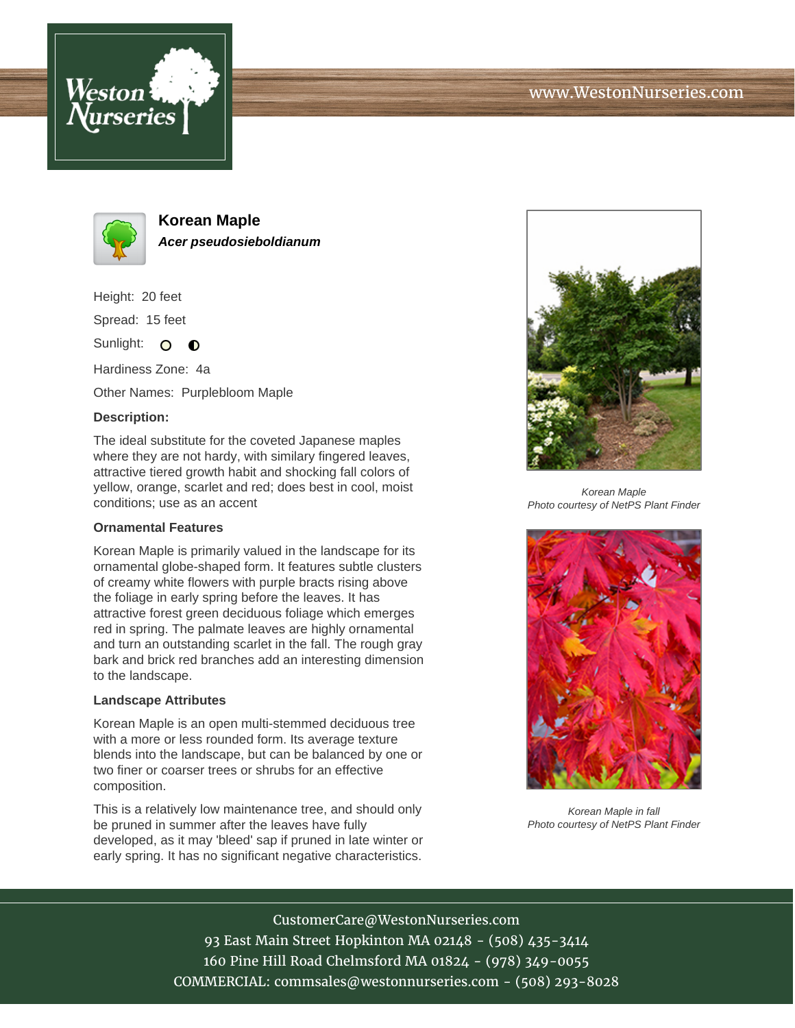# Korean Maple

***Acer pseudosieboldianum***

Height: 20 feet

Spread: 15 feet

Sunlight:

Hardiness Zone: 4a

Other Names: Purplebloom Maple

**Description:**

The ideal substitute for the coveted Japanese maples where they are not hardy, with similary fingered leaves, attractive tiered growth habit and shocking fall colors of yellow, orange, scarlet and red; does best in cool, moist conditions; use as an accent

**Ornamental Features**

Korean Maple is primarily valued in the landscape for its ornamental globe-shaped form. It features subtle clusters of creamy white flowers with purple bracts rising above the foliage in early spring before the leaves. It has attractive forest green deciduous foliage which emerges red in spring. The palmate leaves are highly ornamental and turn an outstanding scarlet in the fall. The rough gray bark and brick red branches add an interesting dimension to the landscape.

**Landscape Attributes**

Korean Maple is an open multi-stemmed deciduous tree with a more or less rounded form. Its average texture blends into the landscape, but can be balanced by one or two finer or coarser trees or shrubs for an effective composition.

This is a relatively low maintenance tree, and should only be pruned in summer after the leaves have fully developed, as it may 'bleed' sap if pruned in late winter or early spring. It has no significant negative characteristics.

*Korean Maple*
*Photo courtesy of NetPS Plant Finder*

*Korean Maple in fall*
*Photo courtesy of NetPS Plant Finder*

CustomerCare@WestonNurseries.com
93 East Main Street Hopkinton MA 02148 - (508) 435-3414
160 Pine Hill Road Chelmsford MA 01824 - (978) 349-0055
COMMERCIAL: commsales@westonnurseries.com - (508) 293-8028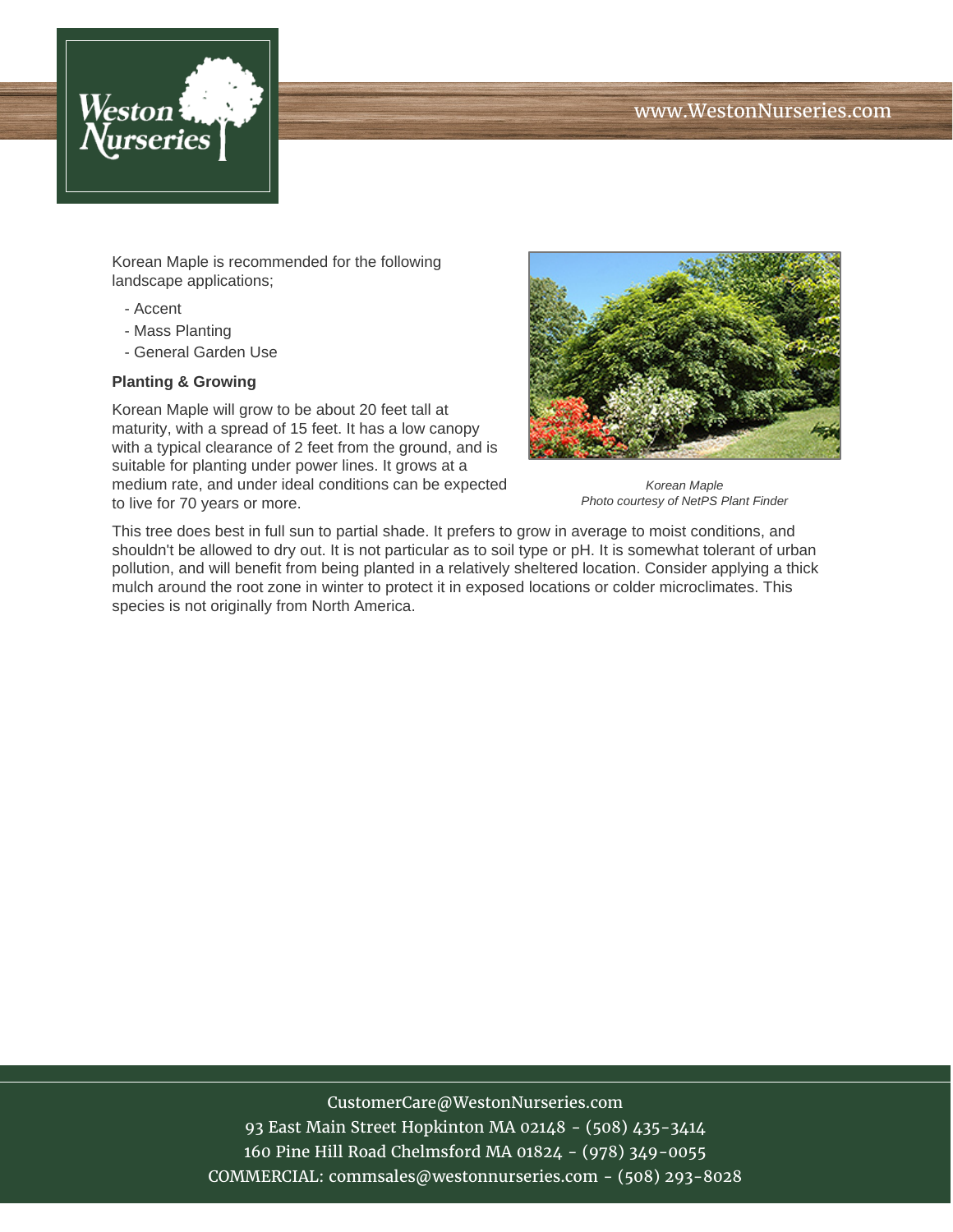Korean Maple is recommended for the following landscape applications;

- Accent
- Mass Planting
- General Garden Use

**Planting & Growing**

Korean Maple will grow to be about 20 feet tall at maturity, with a spread of 15 feet. It has a low canopy with a typical clearance of 2 feet from the ground, and is suitable for planting under power lines. It grows at a medium rate, and under ideal conditions can be expected to live for 70 years or more.

*Korean Maple*
*Photo courtesy of NetPS Plant Finder*

This tree does best in full sun to partial shade. It prefers to grow in average to moist conditions, and shouldn't be allowed to dry out. It is not particular as to soil type or pH. It is somewhat tolerant of urban pollution, and will benefit from being planted in a relatively sheltered location. Consider applying a thick mulch around the root zone in winter to protect it in exposed locations or colder microclimates. This species is not originally from North America.